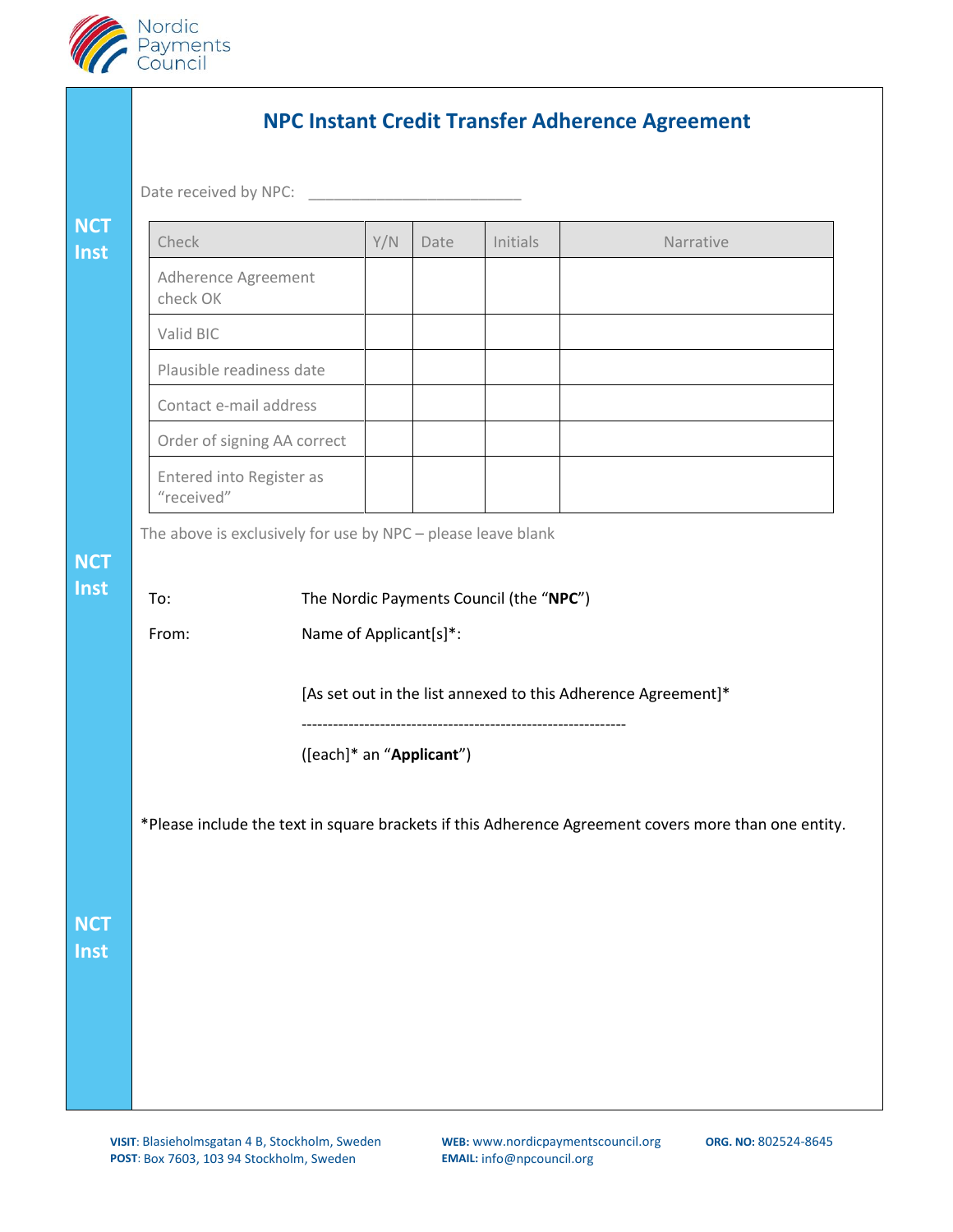# NPC Instant Credit Transfer Adherence Agreement

NCT Inst

Date received by NPC: __________________________

| Check | Y/N | Date | Initials | Narrative |
|---|---|---|---|---|
| Adherence Agreement check OK | | | | |
| Valid BIC | | | | |
| Plausible readiness date | | | | |
| Contact e-mail address | | | | |
| Order of signing AA correct | | | | |
| Entered into Register as "received" | | | | |

The above is exclusively for use by NPC – please leave blank

To: The Nordic Payments Council (the "**NPC**")

From: Name of Applicant[s]*:

[As set out in the list annexed to this Adherence Agreement]*

--------------------------------------------------------------

([each]* an "**Applicant**")

*Please include the text in square brackets if this Adherence Agreement covers more than one entity.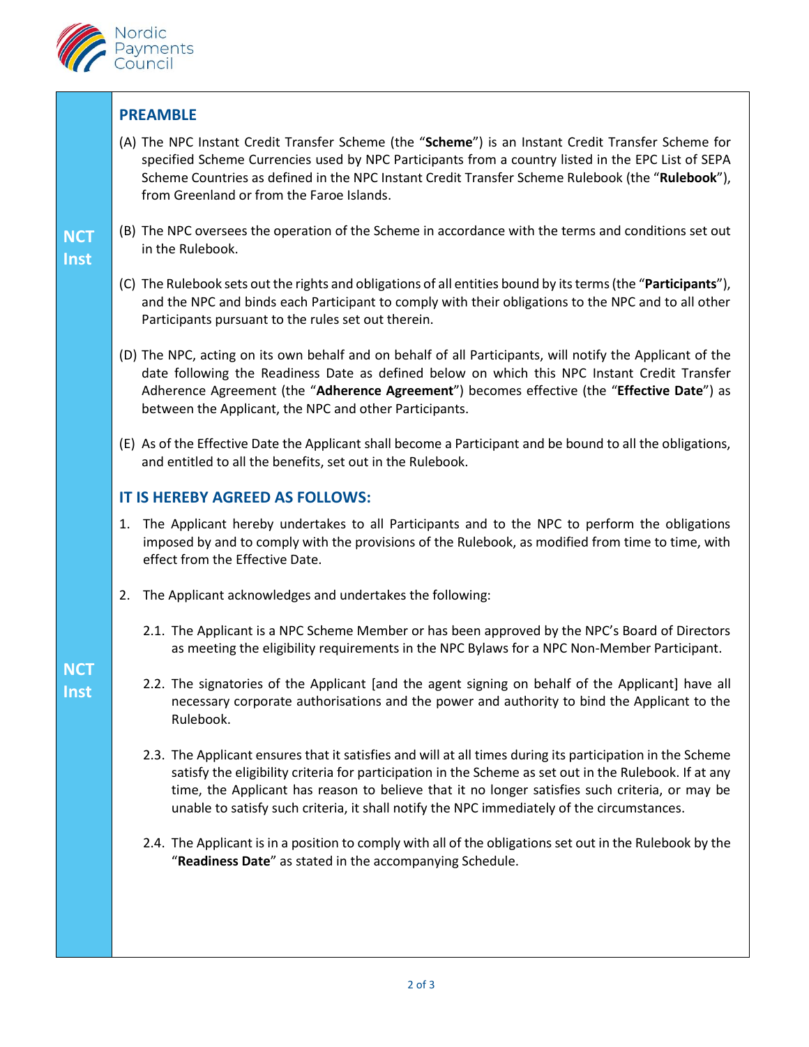## PREAMBLE

(A) The NPC Instant Credit Transfer Scheme (the "**Scheme**") is an Instant Credit Transfer Scheme for specified Scheme Currencies used by NPC Participants from a country listed in the EPC List of SEPA Scheme Countries as defined in the NPC Instant Credit Transfer Scheme Rulebook (the "**Rulebook**"), from Greenland or from the Faroe Islands.

(B) The NPC oversees the operation of the Scheme in accordance with the terms and conditions set out in the Rulebook.

(C) The Rulebook sets out the rights and obligations of all entities bound by its terms (the "**Participants**"), and the NPC and binds each Participant to comply with their obligations to the NPC and to all other Participants pursuant to the rules set out therein.

(D) The NPC, acting on its own behalf and on behalf of all Participants, will notify the Applicant of the date following the Readiness Date as defined below on which this NPC Instant Credit Transfer Adherence Agreement (the "**Adherence Agreement**") becomes effective (the "**Effective Date**") as between the Applicant, the NPC and other Participants.

(E) As of the Effective Date the Applicant shall become a Participant and be bound to all the obligations, and entitled to all the benefits, set out in the Rulebook.

## IT IS HEREBY AGREED AS FOLLOWS:

1. The Applicant hereby undertakes to all Participants and to the NPC to perform the obligations imposed by and to comply with the provisions of the Rulebook, as modified from time to time, with effect from the Effective Date.

2. The Applicant acknowledges and undertakes the following:

   2.1. The Applicant is a NPC Scheme Member or has been approved by the NPC's Board of Directors as meeting the eligibility requirements in the NPC Bylaws for a NPC Non-Member Participant.

   2.2. The signatories of the Applicant [and the agent signing on behalf of the Applicant] have all necessary corporate authorisations and the power and authority to bind the Applicant to the Rulebook.

   2.3. The Applicant ensures that it satisfies and will at all times during its participation in the Scheme satisfy the eligibility criteria for participation in the Scheme as set out in the Rulebook. If at any time, the Applicant has reason to believe that it no longer satisfies such criteria, or may be unable to satisfy such criteria, it shall notify the NPC immediately of the circumstances.

   2.4. The Applicant is in a position to comply with all of the obligations set out in the Rulebook by the "**Readiness Date**" as stated in the accompanying Schedule.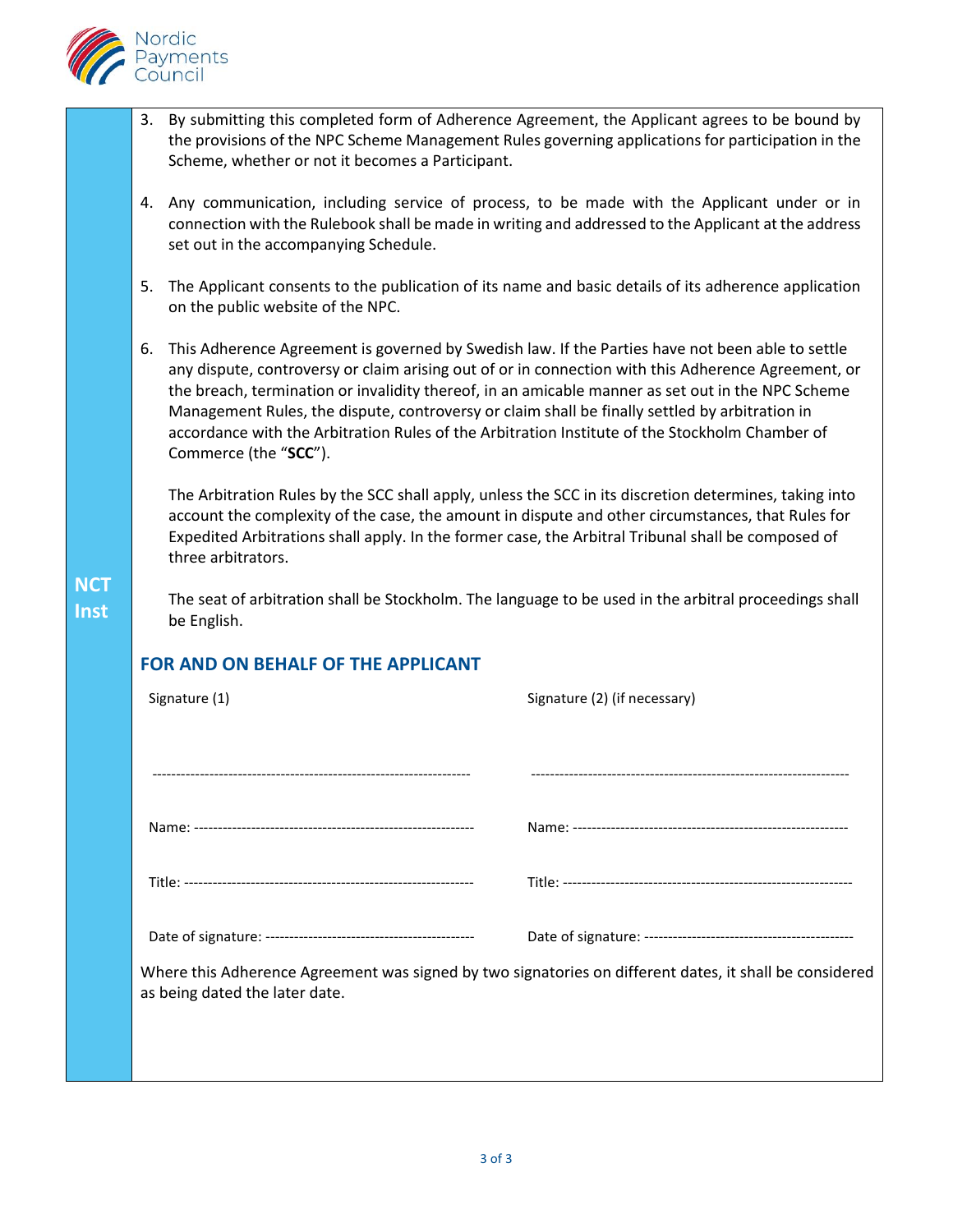3. By submitting this completed form of Adherence Agreement, the Applicant agrees to be bound by the provisions of the NPC Scheme Management Rules governing applications for participation in the Scheme, whether or not it becomes a Participant.

4. Any communication, including service of process, to be made with the Applicant under or in connection with the Rulebook shall be made in writing and addressed to the Applicant at the address set out in the accompanying Schedule.

5. The Applicant consents to the publication of its name and basic details of its adherence application on the public website of the NPC.

6. This Adherence Agreement is governed by Swedish law. If the Parties have not been able to settle any dispute, controversy or claim arising out of or in connection with this Adherence Agreement, or the breach, termination or invalidity thereof, in an amicable manner as set out in the NPC Scheme Management Rules, the dispute, controversy or claim shall be finally settled by arbitration in accordance with the Arbitration Rules of the Arbitration Institute of the Stockholm Chamber of Commerce (the "**SCC**").

   The Arbitration Rules by the SCC shall apply, unless the SCC in its discretion determines, taking into account the complexity of the case, the amount in dispute and other circumstances, that Rules for Expedited Arbitrations shall apply. In the former case, the Arbitral Tribunal shall be composed of three arbitrators.

   The seat of arbitration shall be Stockholm. The language to be used in the arbitral proceedings shall be English.

**NCT Inst**

## FOR AND ON BEHALF OF THE APPLICANT

| Signature (1) | Signature (2) (if necessary) |
|---|---|
| ------------------------------------------------------------------- | ------------------------------------------------------------------- |
| Name: ----------------------------------------------------------- | Name: ----------------------------------------------------------- |
| Title: ------------------------------------------------------------ | Title: ------------------------------------------------------------ |
| Date of signature: ------------------------------------------- | Date of signature: ------------------------------------------- |

Where this Adherence Agreement was signed by two signatories on different dates, it shall be considered as being dated the later date.